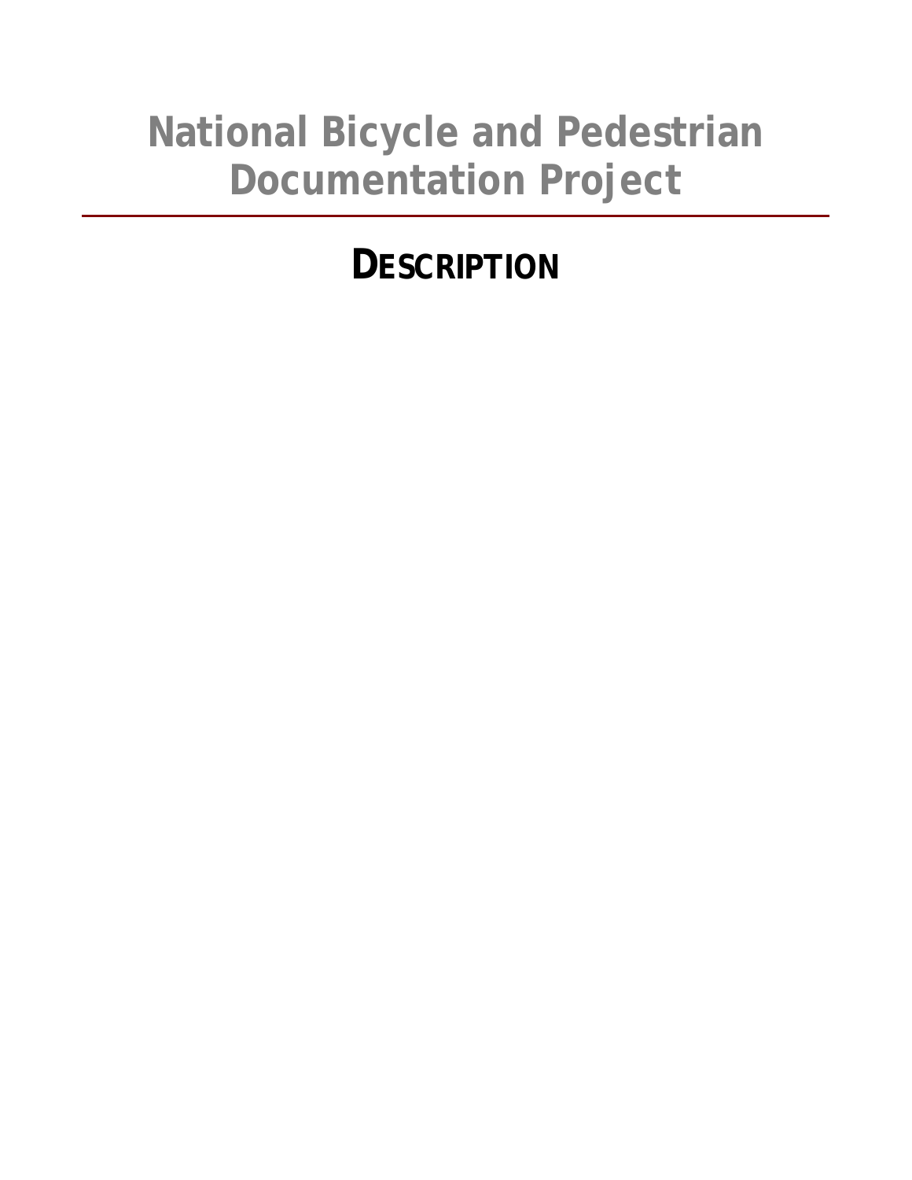# National Bicycle and Pedestrian Documentation Project

## DESCRIPTION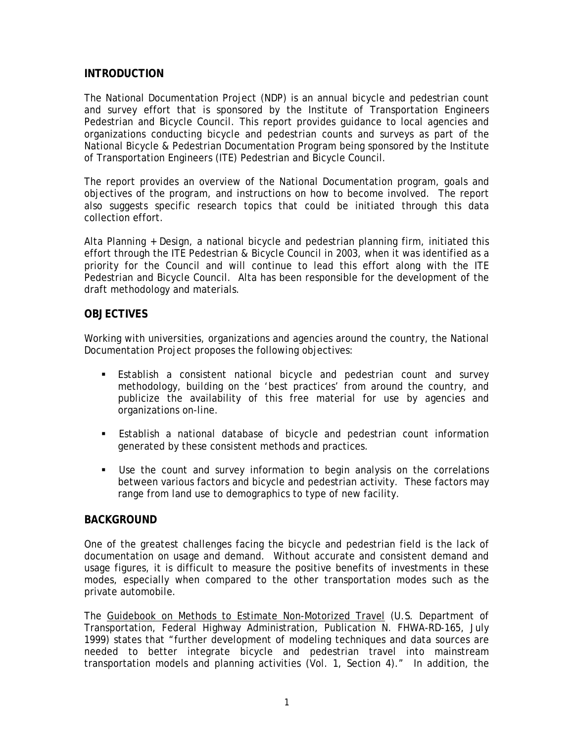## INTRODUCTION

The National Documentation Project (NDP) is an annual bicycle and pedestrian count and survey effort that is sponsored by the Institute of Transportation Engineers Pedestrian and Bicycle Council. This report provides guidance to local agencies and organizations conducting bicycle and pedestrian counts and surveys as part of the National Bicycle & Pedestrian Documentation Program being sponsored by the Institute of Transportation Engineers (ITE) Pedestrian and Bicycle Council.

The report provides an overview of the National Documentation program, goals and objectives of the program, and instructions on how to become involved. The report also suggests specific research topics that could be initiated through this data collection effort.

Alta Planning + Design, a national bicycle and pedestrian planning firm, initiated this effort through the ITE Pedestrian & Bicycle Council in 2003, when it was identified as a priority for the Council and will continue to lead this effort along with the ITE Pedestrian and Bicycle Council. Alta has been responsible for the development of the draft methodology and materials.

## OBJECTIVES

Working with universities, organizations and agencies around the country, the National Documentation Project proposes the following objectives:

- Establish a consistent national bicycle and pedestrian count and survey methodology, building on the 'best practices' from around the country, and publicize the availability of this free material for use by agencies and organizations on-line.
- Establish a national database of bicycle and pedestrian count information generated by these consistent methods and practices.
- Use the count and survey information to begin analysis on the correlations between various factors and bicycle and pedestrian activity. These factors may range from land use to demographics to type of new facility.

## BACKGROUND

One of the greatest challenges facing the bicycle and pedestrian field is the lack of documentation on usage and demand. Without accurate and consistent demand and usage figures, it is difficult to measure the positive benefits of investments in these modes, especially when compared to the other transportation modes such as the private automobile.

The Guidebook on Methods to Estimate Non-Motorized Travel (U.S. Department of Transportation, Federal Highway Administration, Publication N. FHWA-RD-165, July 1999) states that "further development of modeling techniques and data sources are needed to better integrate bicycle and pedestrian travel into mainstream transportation models and planning activities (Vol. 1, Section 4)." In addition, the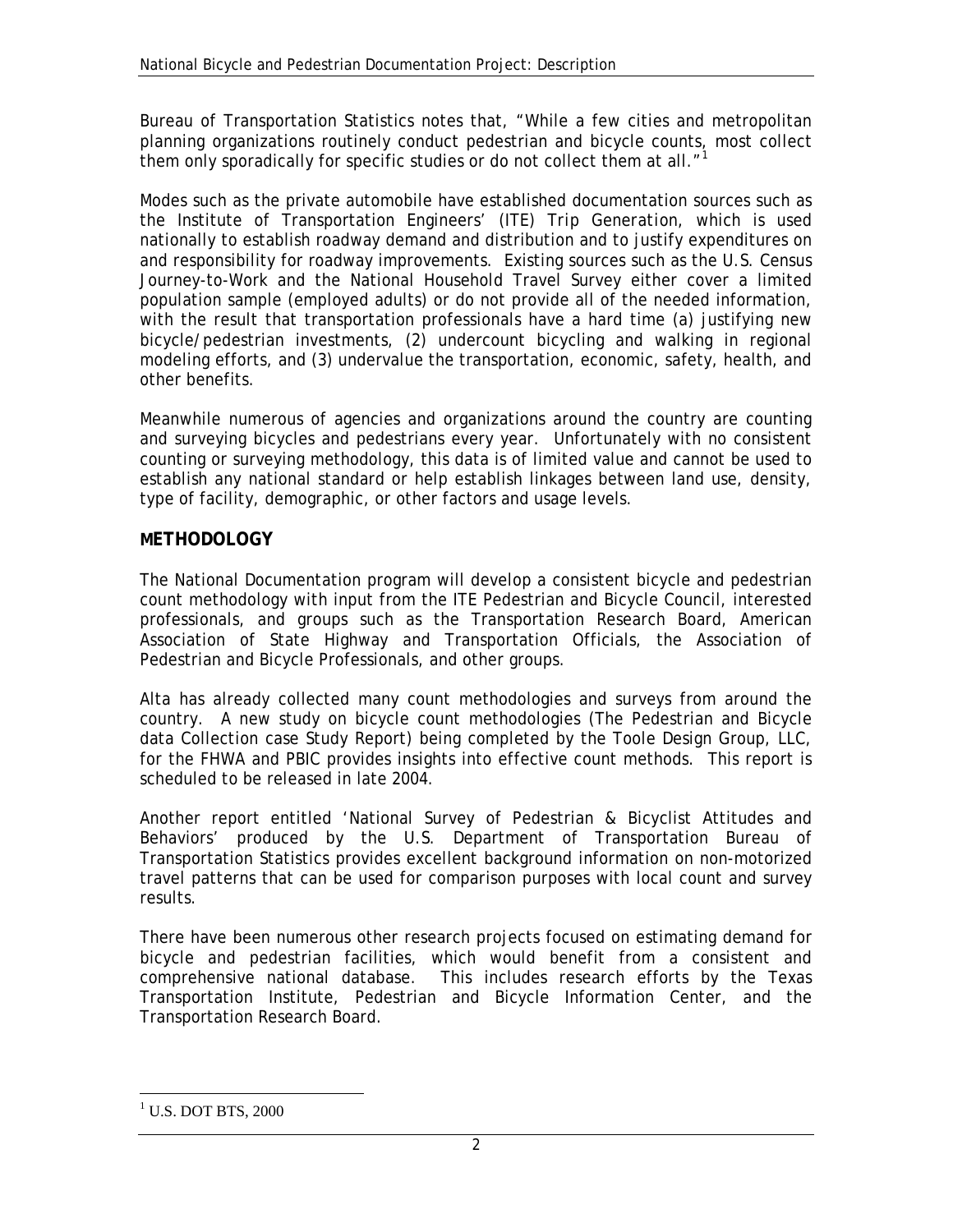Bureau of Transportation Statistics notes that, "While a few cities and metropolitan planning organizations routinely conduct pedestrian and bicycle counts, most collect them only sporadically for specific studies or do not collect them at all."[1]

Modes such as the private automobile have established documentation sources such as the Institute of Transportation Engineers' (ITE) *Trip Generation*, which is used nationally to establish roadway demand and distribution and to justify expenditures on and responsibility for roadway improvements. Existing sources such as the U.S. Census Journey-to-Work and the National Household Travel Survey either cover a limited population sample (employed adults) or do not provide all of the needed information, with the result that transportation professionals have a hard time (a) justifying new bicycle/pedestrian investments, (2) undercount bicycling and walking in regional modeling efforts, and (3) undervalue the transportation, economic, safety, health, and other benefits.

Meanwhile numerous of agencies and organizations around the country are counting and surveying bicycles and pedestrians every year. Unfortunately with no consistent counting or surveying methodology, this data is of limited value and cannot be used to establish any national standard or help establish linkages between land use, density, type of facility, demographic, or other factors and usage levels.

## METHODOLOGY

The National Documentation program will develop a consistent bicycle and pedestrian count methodology with input from the ITE Pedestrian and Bicycle Council, interested professionals, and groups such as the Transportation Research Board, American Association of State Highway and Transportation Officials, the Association of Pedestrian and Bicycle Professionals, and other groups.

Alta has already collected many count methodologies and surveys from around the country. A new study on bicycle count methodologies (The Pedestrian and Bicycle data Collection case Study Report) being completed by the Toole Design Group, LLC, for the FHWA and PBIC provides insights into effective count methods. This report is scheduled to be released in late 2004.

Another report entitled 'National Survey of Pedestrian & Bicyclist Attitudes and Behaviors' produced by the U.S. Department of Transportation Bureau of Transportation Statistics provides excellent background information on non-motorized travel patterns that can be used for comparison purposes with local count and survey results.

There have been numerous other research projects focused on estimating demand for bicycle and pedestrian facilities, which would benefit from a consistent and comprehensive national database. This includes research efforts by the Texas Transportation Institute, Pedestrian and Bicycle Information Center, and the Transportation Research Board.

[1] U.S. DOT BTS, 2000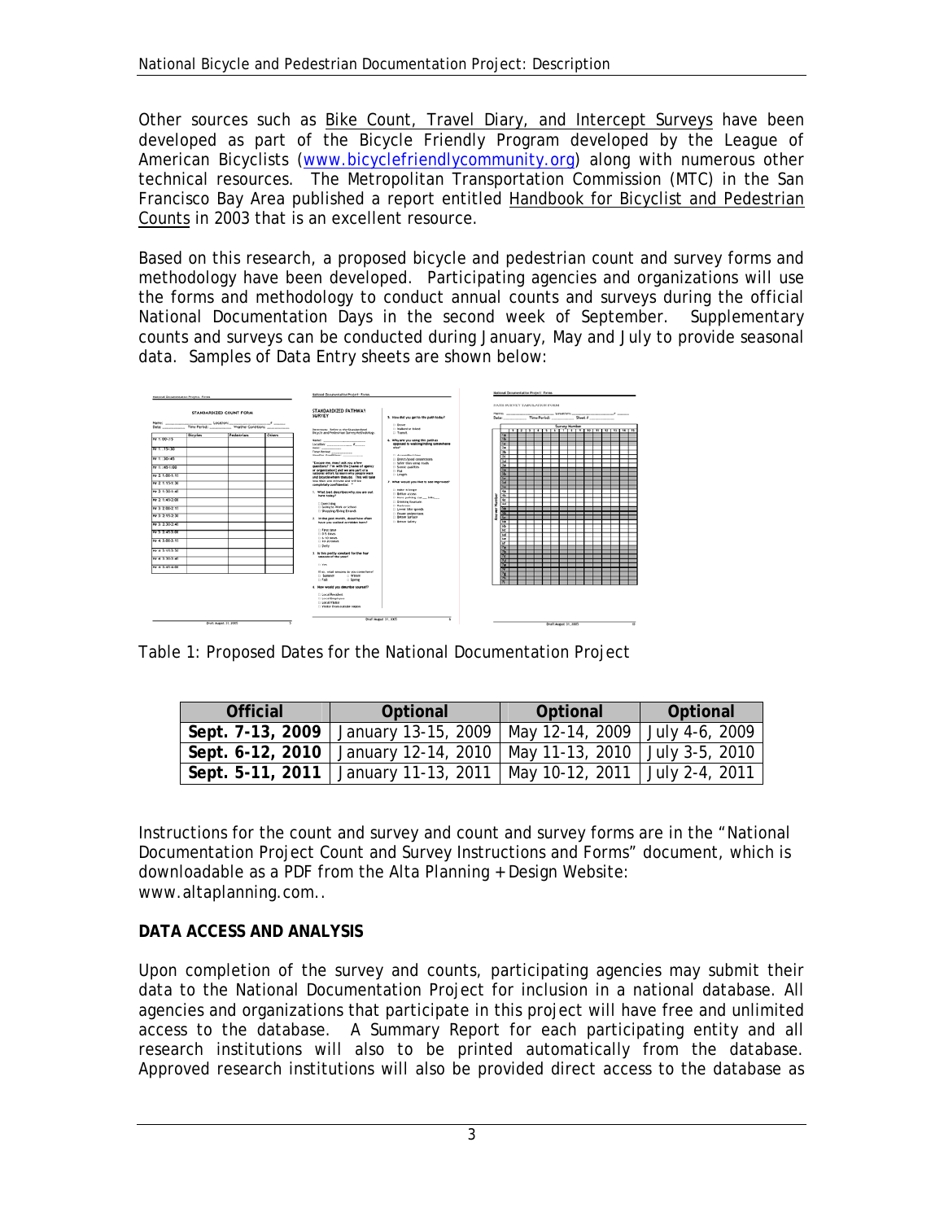Other sources such as Bike Count, Travel Diary, and Intercept Surveys have been developed as part of the Bicycle Friendly Program developed by the League of American Bicyclists (www.bicyclefriendlycommunity.org) along with numerous other technical resources. The Metropolitan Transportation Commission (MTC) in the San Francisco Bay Area published a report entitled Handbook for Bicyclist and Pedestrian Counts in 2003 that is an excellent resource.

Based on this research, a proposed bicycle and pedestrian count and survey forms and methodology have been developed. Participating agencies and organizations will use the forms and methodology to conduct annual counts and surveys during the official National Documentation Days in the second week of September. Supplementary counts and surveys can be conducted during January, May and July to provide seasonal data. Samples of Data Entry sheets are shown below:

Table 1: Proposed Dates for the National Documentation Project

| Official | Optional | Optional | Optional |
|---|---|---|---|
| **Sept. 7-13, 2009** | January 13-15, 2009 | May 12-14, 2009 | July 4-6, 2009 |
| **Sept. 6-12, 2010** | January 12-14, 2010 | May 11-13, 2010 | July 3-5, 2010 |
| **Sept. 5-11, 2011** | January 11-13, 2011 | May 10-12, 2011 | July 2-4, 2011 |

Instructions for the count and survey and count and survey forms are in the "National Documentation Project Count and Survey Instructions and Forms" document, which is downloadable as a PDF from the Alta Planning + Design Website: www.altaplanning.com..

**DATA ACCESS AND ANALYSIS**

Upon completion of the survey and counts, participating agencies may submit their data to the National Documentation Project for inclusion in a national database. All agencies and organizations that participate in this project will have free and unlimited access to the database. A Summary Report for each participating entity and all research institutions will also to be printed automatically from the database. Approved research institutions will also be provided direct access to the database as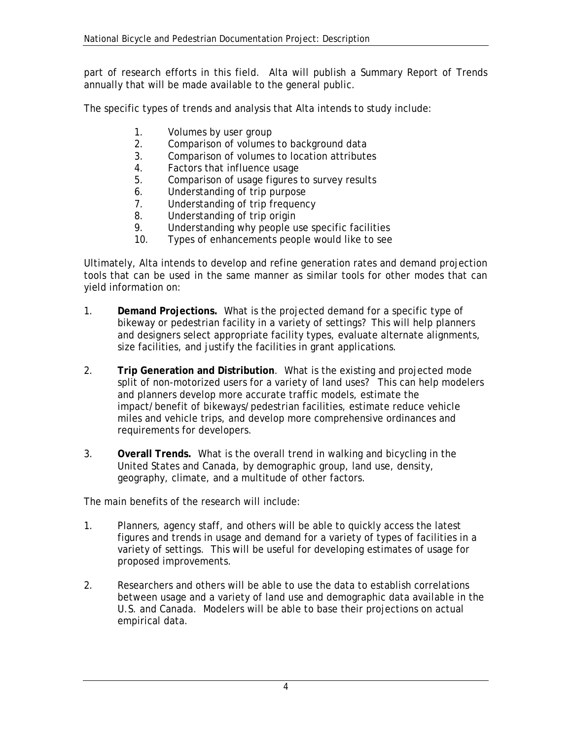part of research efforts in this field. Alta will publish a Summary Report of Trends annually that will be made available to the general public.

The specific types of trends and analysis that Alta intends to study include:

1. Volumes by user group
2. Comparison of volumes to background data
3. Comparison of volumes to location attributes
4. Factors that influence usage
5. Comparison of usage figures to survey results
6. Understanding of trip purpose
7. Understanding of trip frequency
8. Understanding of trip origin
9. Understanding why people use specific facilities
10. Types of enhancements people would like to see

Ultimately, Alta intends to develop and refine generation rates and demand projection tools that can be used in the same manner as similar tools for other modes that can yield information on:

1. **Demand Projections.** What is the projected demand for a specific type of bikeway or pedestrian facility in a variety of settings? This will help planners and designers select appropriate facility types, evaluate alternate alignments, size facilities, and justify the facilities in grant applications.

2. **Trip Generation and Distribution**. What is the existing and projected mode split of non-motorized users for a variety of land uses? This can help modelers and planners develop more accurate traffic models, estimate the impact/benefit of bikeways/pedestrian facilities, estimate reduce vehicle miles and vehicle trips, and develop more comprehensive ordinances and requirements for developers.

3. **Overall Trends.** What is the overall trend in walking and bicycling in the United States and Canada, by demographic group, land use, density, geography, climate, and a multitude of other factors.

The main benefits of the research will include:

1. Planners, agency staff, and others will be able to quickly access the latest figures and trends in usage and demand for a variety of types of facilities in a variety of settings. This will be useful for developing estimates of usage for proposed improvements.

2. Researchers and others will be able to use the data to establish correlations between usage and a variety of land use and demographic data available in the U.S. and Canada. Modelers will be able to base their projections on actual empirical data.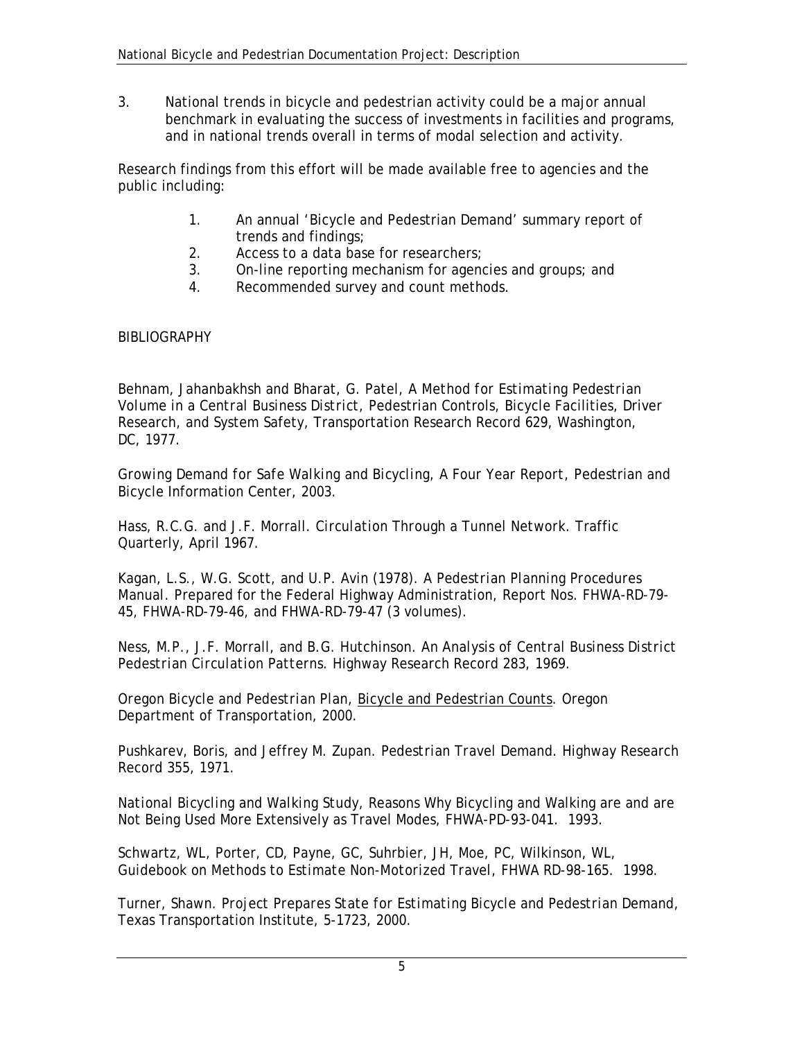3. National trends in bicycle and pedestrian activity could be a major annual benchmark in evaluating the success of investments in facilities and programs, and in national trends overall in terms of modal selection and activity.

Research findings from this effort will be made available free to agencies and the public including:

1. An annual 'Bicycle and Pedestrian Demand' summary report of trends and findings;
2. Access to a data base for researchers;
3. On-line reporting mechanism for agencies and groups; and
4. Recommended survey and count methods.

BIBLIOGRAPHY

Behnam, Jahanbakhsh and Bharat, G. Patel, *A Method for Estimating Pedestrian Volume in a Central Business District*, Pedestrian Controls, Bicycle Facilities, Driver Research, and System Safety, Transportation Research Record 629, Washington, DC, 1977.

*Growing Demand for Safe Walking and Bicycling, A Four Year Report*, Pedestrian and Bicycle Information Center, 2003.

Hass, R.C.G. and J.F. Morrall. *Circulation Through a Tunnel Network*. Traffic Quarterly, April 1967.

Kagan, L.S., W.G. Scott, and U.P. Avin (1978). *A Pedestrian Planning Procedures Manual*. Prepared for the Federal Highway Administration, Report Nos. FHWA-RD-79-45, FHWA-RD-79-46, and FHWA-RD-79-47 (3 volumes).

Ness, M.P., J.F. Morrall, and B.G. Hutchinson. *An Analysis of Central Business District Pedestrian Circulation Patterns*. Highway Research Record 283, 1969.

Oregon Bicycle and Pedestrian Plan, Bicycle and Pedestrian Counts. Oregon Department of Transportation, 2000.

Pushkarev, Boris, and Jeffrey M. Zupan. *Pedestrian Travel Demand*. Highway Research Record 355, 1971.

*National Bicycling and Walking Study, Reasons Why Bicycling and Walking are and are Not Being Used More Extensively as Travel Modes*, FHWA-PD-93-041. 1993.

Schwartz, WL, Porter, CD, Payne, GC, Suhrbier, JH, Moe, PC, Wilkinson, WL, *Guidebook on Methods to Estimate Non-Motorized Travel*, FHWA RD-98-165. 1998.

Turner, Shawn. *Project Prepares State for Estimating Bicycle and Pedestrian Demand*, Texas Transportation Institute, 5-1723, 2000.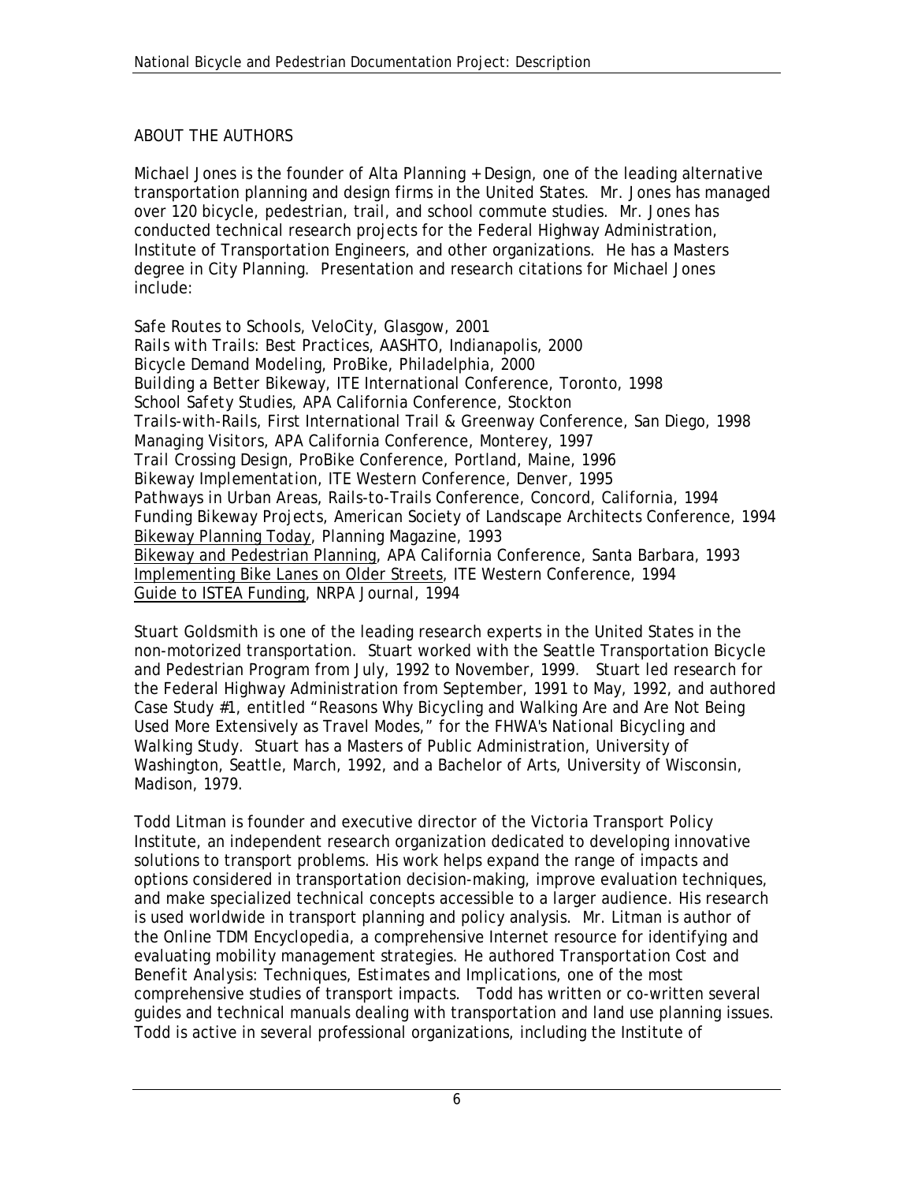## ABOUT THE AUTHORS

Michael Jones is the founder of Alta Planning + Design, one of the leading alternative transportation planning and design firms in the United States. Mr. Jones has managed over 120 bicycle, pedestrian, trail, and school commute studies. Mr. Jones has conducted technical research projects for the Federal Highway Administration, Institute of Transportation Engineers, and other organizations. He has a Masters degree in City Planning. Presentation and research citations for Michael Jones include:

*Safe Routes to Schools*, VeloCity, Glasgow, 2001
*Rails with Trails: Best Practices*, AASHTO, Indianapolis, 2000
*Bicycle Demand Modeling*, ProBike, Philadelphia, 2000
*Building a Better Bikeway*, ITE International Conference, Toronto, 1998
*School Safety Studies*, APA California Conference, Stockton
*Trails-with-Rails*, First International Trail & Greenway Conference, San Diego, 1998
*Managing Visitors*, APA California Conference, Monterey, 1997
*Trail Crossing Design*, ProBike Conference, Portland, Maine, 1996
*Bikeway Implementation*, ITE Western Conference, Denver, 1995
*Pathways in Urban Areas*, Rails-to-Trails Conference, Concord, California, 1994
*Funding Bikeway Projects*, American Society of Landscape Architects Conference, 1994
<u>Bikeway Planning Today</u>, Planning Magazine, 1993
<u>Bikeway and Pedestrian Planning</u>, APA California Conference, Santa Barbara, 1993
<u>Implementing Bike Lanes on Older Streets</u>, ITE Western Conference, 1994
<u>Guide to ISTEA Funding</u>, NRPA Journal, 1994

Stuart Goldsmith is one of the leading research experts in the United States in the non-motorized transportation. Stuart worked with the Seattle Transportation Bicycle and Pedestrian Program from July, 1992 to November, 1999. Stuart led research for the Federal Highway Administration from September, 1991 to May, 1992, and authored Case Study #1, entitled "Reasons Why Bicycling and Walking Are and Are Not Being Used More Extensively as Travel Modes," for the FHWA's *National Bicycling and Walking Study*. Stuart has a Masters of Public Administration, University of Washington, Seattle, March, 1992, and a Bachelor of Arts, University of Wisconsin, Madison, 1979.

Todd Litman is founder and executive director of the Victoria Transport Policy Institute, an independent research organization dedicated to developing innovative solutions to transport problems. His work helps expand the range of impacts and options considered in transportation decision-making, improve evaluation techniques, and make specialized technical concepts accessible to a larger audience. His research is used worldwide in transport planning and policy analysis. Mr. Litman is author of the *Online TDM Encyclopedia*, a comprehensive Internet resource for identifying and evaluating mobility management strategies. He authored *Transportation Cost and Benefit Analysis: Techniques, Estimates and Implications*, one of the most comprehensive studies of transport impacts. Todd has written or co-written several guides and technical manuals dealing with transportation and land use planning issues. Todd is active in several professional organizations, including the Institute of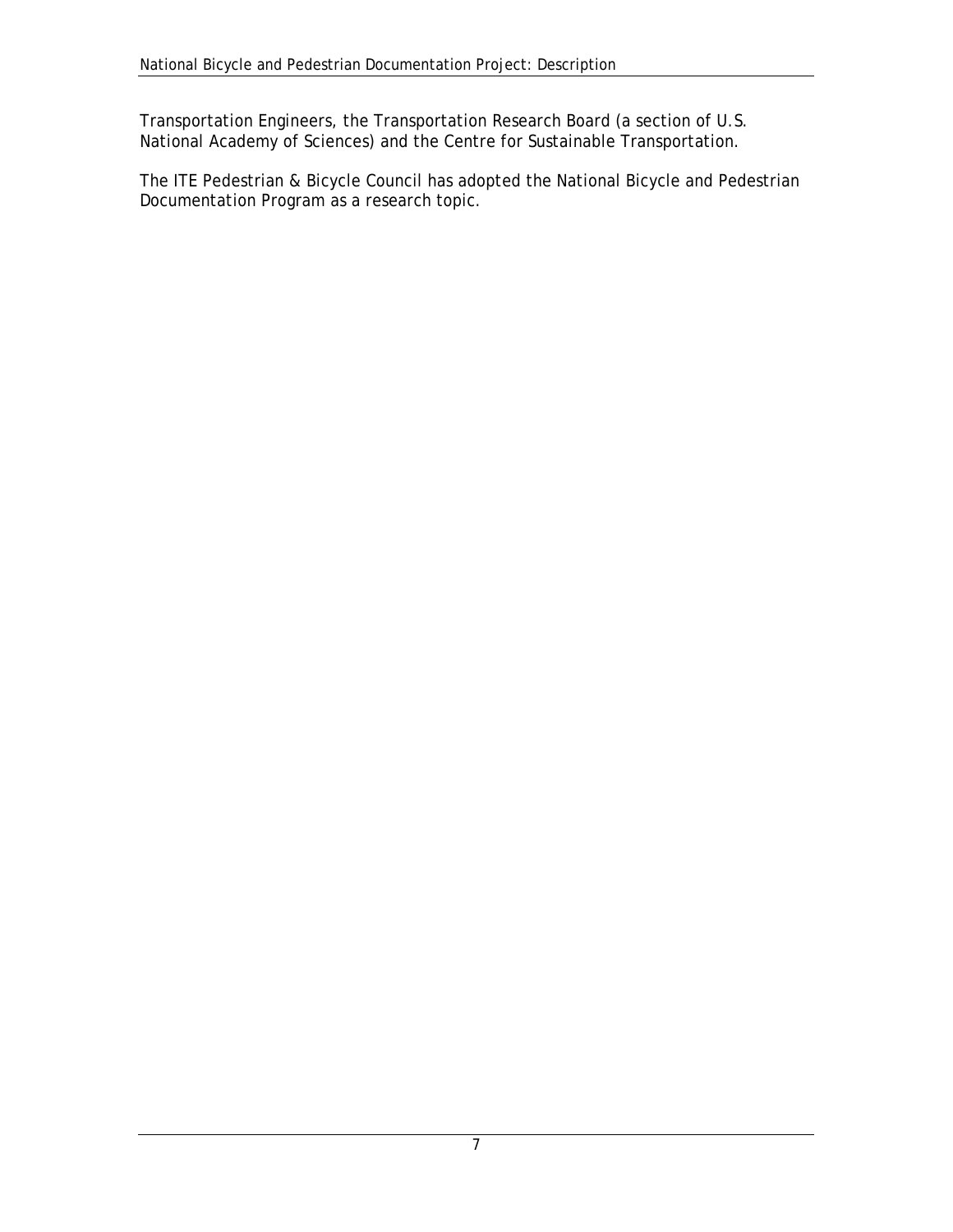Transportation Engineers, the Transportation Research Board (a section of U.S. National Academy of Sciences) and the Centre for Sustainable Transportation.

The ITE Pedestrian & Bicycle Council has adopted the National Bicycle and Pedestrian Documentation Program as a research topic.